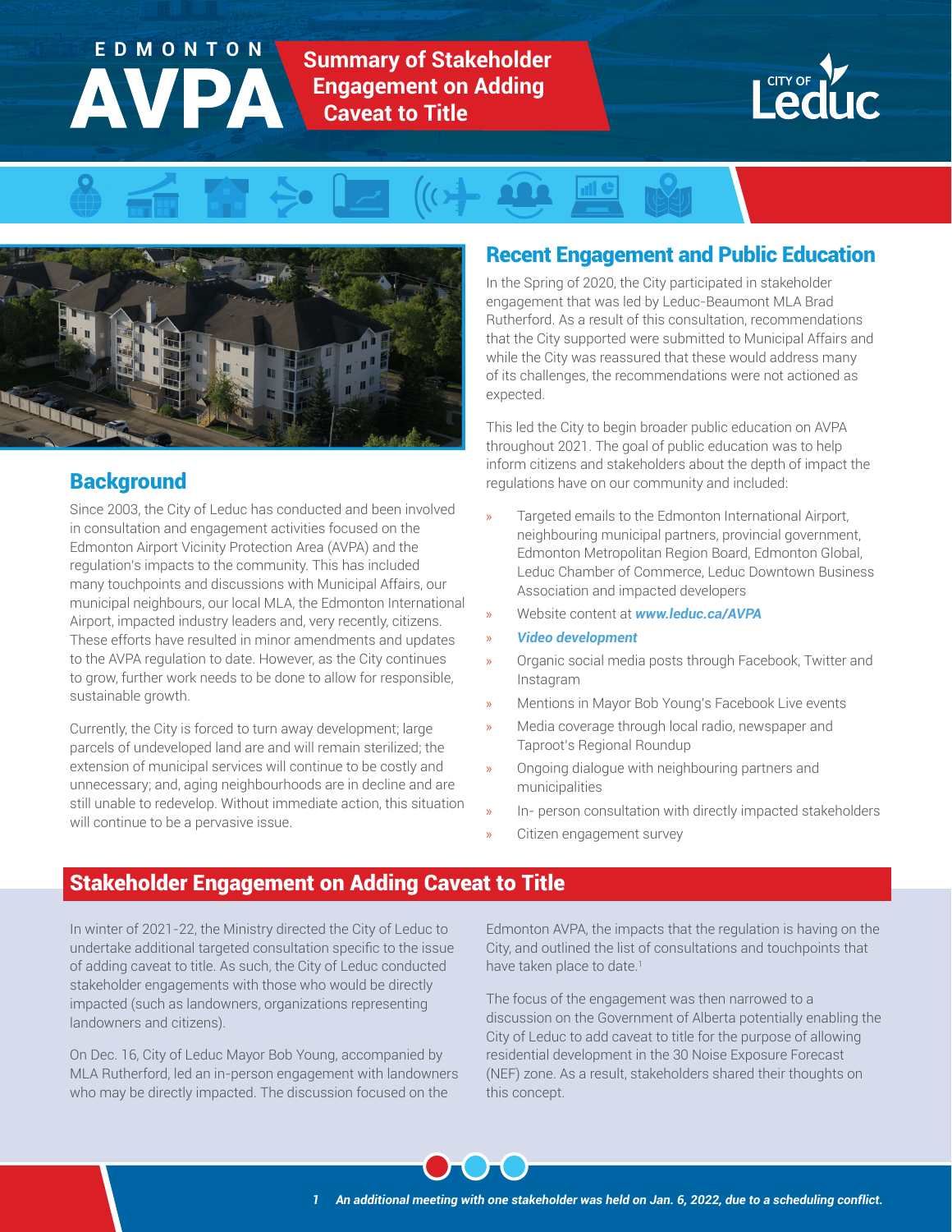# EDMONTON AVPA

## Summary of Stakeholder Engagement on Adding Caveat to Title

CITY OF Leduc

## Background

Since 2003, the City of Leduc has conducted and been involved in consultation and engagement activities focused on the Edmonton Airport Vicinity Protection Area (AVPA) and the regulation's impacts to the community. This has included many touchpoints and discussions with Municipal Affairs, our municipal neighbours, our local MLA, the Edmonton International Airport, impacted industry leaders and, very recently, citizens. These efforts have resulted in minor amendments and updates to the AVPA regulation to date. However, as the City continues to grow, further work needs to be done to allow for responsible, sustainable growth.

Currently, the City is forced to turn away development; large parcels of undeveloped land are and will remain sterilized; the extension of municipal services will continue to be costly and unnecessary; and, aging neighbourhoods are in decline and are still unable to redevelop. Without immediate action, this situation will continue to be a pervasive issue.

## Recent Engagement and Public Education

In the Spring of 2020, the City participated in stakeholder engagement that was led by Leduc-Beaumont MLA Brad Rutherford. As a result of this consultation, recommendations that the City supported were submitted to Municipal Affairs and while the City was reassured that these would address many of its challenges, the recommendations were not actioned as expected.

This led the City to begin broader public education on AVPA throughout 2021. The goal of public education was to help inform citizens and stakeholders about the depth of impact the regulations have on our community and included:

- Targeted emails to the Edmonton International Airport, neighbouring municipal partners, provincial government, Edmonton Metropolitan Region Board, Edmonton Global, Leduc Chamber of Commerce, Leduc Downtown Business Association and impacted developers
- Website content at ***www.leduc.ca/AVPA***
- ***Video development***
- Organic social media posts through Facebook, Twitter and Instagram
- Mentions in Mayor Bob Young's Facebook Live events
- Media coverage through local radio, newspaper and Taproot's Regional Roundup
- Ongoing dialogue with neighbouring partners and municipalities
- In- person consultation with directly impacted stakeholders
- Citizen engagement survey

## Stakeholder Engagement on Adding Caveat to Title

In winter of 2021-22, the Ministry directed the City of Leduc to undertake additional targeted consultation specific to the issue of adding caveat to title. As such, the City of Leduc conducted stakeholder engagements with those who would be directly impacted (such as landowners, organizations representing landowners and citizens).

On Dec. 16, City of Leduc Mayor Bob Young, accompanied by MLA Rutherford, led an in-person engagement with landowners who may be directly impacted. The discussion focused on the Edmonton AVPA, the impacts that the regulation is having on the City, and outlined the list of consultations and touchpoints that have taken place to date.[1]

The focus of the engagement was then narrowed to a discussion on the Government of Alberta potentially enabling the City of Leduc to add caveat to title for the purpose of allowing residential development in the 30 Noise Exposure Forecast (NEF) zone. As a result, stakeholders shared their thoughts on this concept.

*1 An additional meeting with one stakeholder was held on Jan. 6, 2022, due to a scheduling conflict.*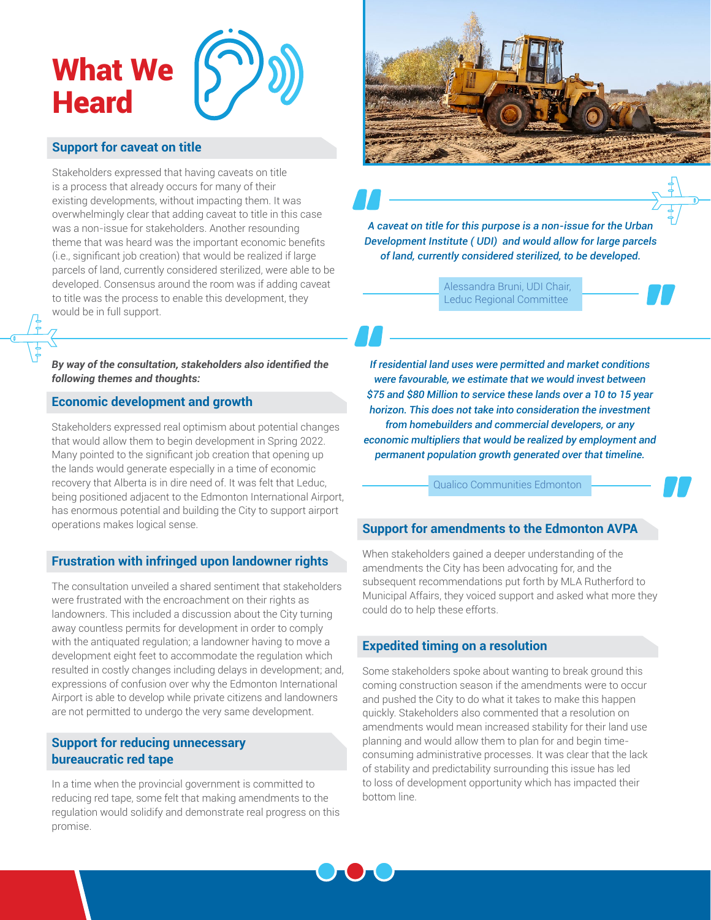# What We Heard

## Support for caveat on title

Stakeholders expressed that having caveats on title is a process that already occurs for many of their existing developments, without impacting them. It was overwhelmingly clear that adding caveat to title in this case was a non-issue for stakeholders. Another resounding theme that was heard was the important economic benefits (i.e., significant job creation) that would be realized if large parcels of land, currently considered sterilized, were able to be developed. Consensus around the room was if adding caveat to title was the process to enable this development, they would be in full support.

> ***A caveat on title for this purpose is a non-issue for the Urban Development Institute ( UDI) and would allow for large parcels of land, currently considered sterilized, to be developed.***
>
> Alessandra Bruni, UDI Chair, Leduc Regional Committee

***By way of the consultation, stakeholders also identified the following themes and thoughts:***

## Economic development and growth

Stakeholders expressed real optimism about potential changes that would allow them to begin development in Spring 2022. Many pointed to the significant job creation that opening up the lands would generate especially in a time of economic recovery that Alberta is in dire need of. It was felt that Leduc, being positioned adjacent to the Edmonton International Airport, has enormous potential and building the City to support airport operations makes logical sense.

> ***If residential land uses were permitted and market conditions were favourable, we estimate that we would invest between $75 and $80 Million to service these lands over a 10 to 15 year horizon. This does not take into consideration the investment from homebuilders and commercial developers, or any economic multipliers that would be realized by employment and permanent population growth generated over that timeline.***
>
> Qualico Communities Edmonton

## Frustration with infringed upon landowner rights

The consultation unveiled a shared sentiment that stakeholders were frustrated with the encroachment on their rights as landowners. This included a discussion about the City turning away countless permits for development in order to comply with the antiquated regulation; a landowner having to move a development eight feet to accommodate the regulation which resulted in costly changes including delays in development; and, expressions of confusion over why the Edmonton International Airport is able to develop while private citizens and landowners are not permitted to undergo the very same development.

## Support for reducing unnecessary bureaucratic red tape

In a time when the provincial government is committed to reducing red tape, some felt that making amendments to the regulation would solidify and demonstrate real progress on this promise.

## Support for amendments to the Edmonton AVPA

When stakeholders gained a deeper understanding of the amendments the City has been advocating for, and the subsequent recommendations put forth by MLA Rutherford to Municipal Affairs, they voiced support and asked what more they could do to help these efforts.

## Expedited timing on a resolution

Some stakeholders spoke about wanting to break ground this coming construction season if the amendments were to occur and pushed the City to do what it takes to make this happen quickly. Stakeholders also commented that a resolution on amendments would mean increased stability for their land use planning and would allow them to plan for and begin time-consuming administrative processes. It was clear that the lack of stability and predictability surrounding this issue has led to loss of development opportunity which has impacted their bottom line.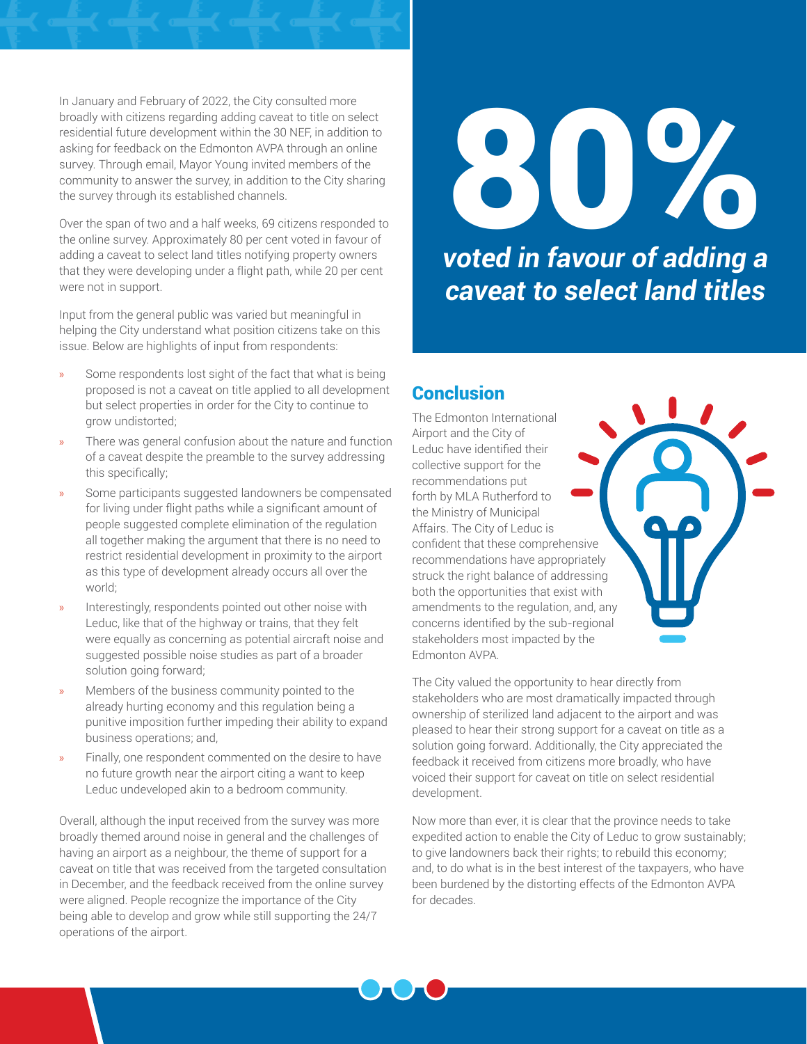In January and February of 2022, the City consulted more broadly with citizens regarding adding caveat to title on select residential future development within the 30 NEF, in addition to asking for feedback on the Edmonton AVPA through an online survey. Through email, Mayor Young invited members of the community to answer the survey, in addition to the City sharing the survey through its established channels.

Over the span of two and a half weeks, 69 citizens responded to the online survey. Approximately 80 per cent voted in favour of adding a caveat to select land titles notifying property owners that they were developing under a flight path, while 20 per cent were not in support.

Input from the general public was varied but meaningful in helping the City understand what position citizens take on this issue. Below are highlights of input from respondents:

- Some respondents lost sight of the fact that what is being proposed is not a caveat on title applied to all development but select properties in order for the City to continue to grow undistorted;
- There was general confusion about the nature and function of a caveat despite the preamble to the survey addressing this specifically;
- Some participants suggested landowners be compensated for living under flight paths while a significant amount of people suggested complete elimination of the regulation all together making the argument that there is no need to restrict residential development in proximity to the airport as this type of development already occurs all over the world;
- Interestingly, respondents pointed out other noise with Leduc, like that of the highway or trains, that they felt were equally as concerning as potential aircraft noise and suggested possible noise studies as part of a broader solution going forward;
- Members of the business community pointed to the already hurting economy and this regulation being a punitive imposition further impeding their ability to expand business operations; and,
- Finally, one respondent commented on the desire to have no future growth near the airport citing a want to keep Leduc undeveloped akin to a bedroom community.

Overall, although the input received from the survey was more broadly themed around noise in general and the challenges of having an airport as a neighbour, the theme of support for a caveat on title that was received from the targeted consultation in December, and the feedback received from the online survey were aligned. People recognize the importance of the City being able to develop and grow while still supporting the 24/7 operations of the airport.

**80%**

***voted in favour of adding a caveat to select land titles***

## Conclusion

The Edmonton International Airport and the City of Leduc have identified their collective support for the recommendations put forth by MLA Rutherford to the Ministry of Municipal Affairs. The City of Leduc is confident that these comprehensive recommendations have appropriately struck the right balance of addressing both the opportunities that exist with amendments to the regulation, and, any concerns identified by the sub-regional stakeholders most impacted by the Edmonton AVPA.

The City valued the opportunity to hear directly from stakeholders who are most dramatically impacted through ownership of sterilized land adjacent to the airport and was pleased to hear their strong support for a caveat on title as a solution going forward. Additionally, the City appreciated the feedback it received from citizens more broadly, who have voiced their support for caveat on title on select residential development.

Now more than ever, it is clear that the province needs to take expedited action to enable the City of Leduc to grow sustainably; to give landowners back their rights; to rebuild this economy; and, to do what is in the best interest of the taxpayers, who have been burdened by the distorting effects of the Edmonton AVPA for decades.